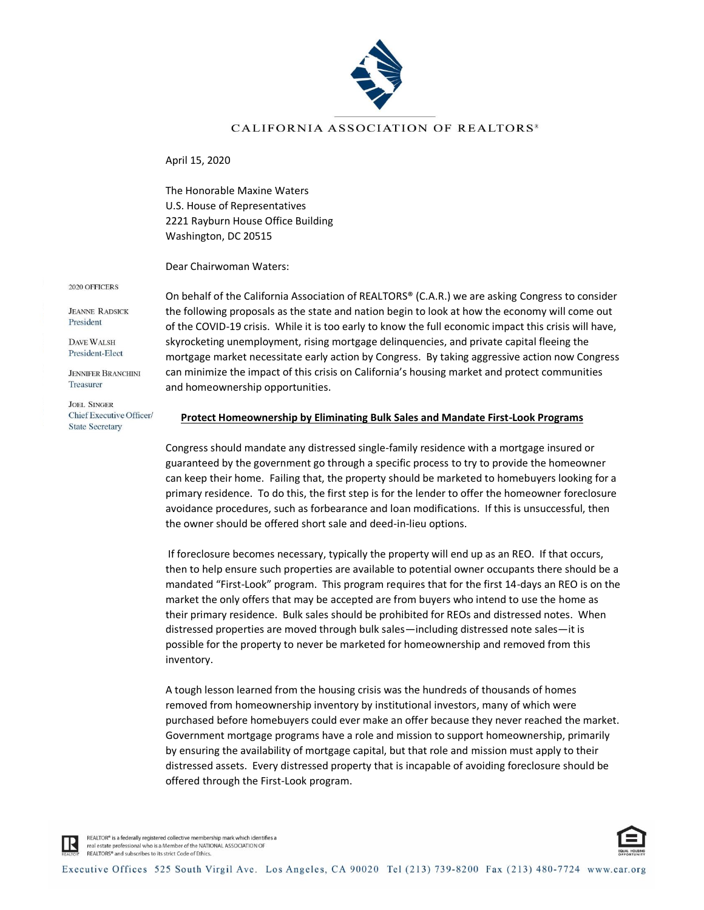CALIFORNIA ASSOCIATION OF REALTORS®

April 15, 2020

The Honorable Maxine Waters
U.S. House of Representatives
2221 Rayburn House Office Building
Washington, DC 20515

Dear Chairwoman Waters:

2020 OFFICERS

JEANNE RADSICK
President

DAVE WALSH
President-Elect

JENNIFER BRANCHINI
Treasurer

JOEL SINGER
Chief Executive Officer/
State Secretary

On behalf of the California Association of REALTORS® (C.A.R.) we are asking Congress to consider the following proposals as the state and nation begin to look at how the economy will come out of the COVID-19 crisis. While it is too early to know the full economic impact this crisis will have, skyrocketing unemployment, rising mortgage delinquencies, and private capital fleeing the mortgage market necessitate early action by Congress. By taking aggressive action now Congress can minimize the impact of this crisis on California's housing market and protect communities and homeownership opportunities.

**Protect Homeownership by Eliminating Bulk Sales and Mandate First-Look Programs**

Congress should mandate any distressed single-family residence with a mortgage insured or guaranteed by the government go through a specific process to try to provide the homeowner can keep their home. Failing that, the property should be marketed to homebuyers looking for a primary residence. To do this, the first step is for the lender to offer the homeowner foreclosure avoidance procedures, such as forbearance and loan modifications. If this is unsuccessful, then the owner should be offered short sale and deed-in-lieu options.

If foreclosure becomes necessary, typically the property will end up as an REO. If that occurs, then to help ensure such properties are available to potential owner occupants there should be a mandated "First-Look" program. This program requires that for the first 14-days an REO is on the market the only offers that may be accepted are from buyers who intend to use the home as their primary residence. Bulk sales should be prohibited for REOs and distressed notes. When distressed properties are moved through bulk sales—including distressed note sales—it is possible for the property to never be marketed for homeownership and removed from this inventory.

A tough lesson learned from the housing crisis was the hundreds of thousands of homes removed from homeownership inventory by institutional investors, many of which were purchased before homebuyers could ever make an offer because they never reached the market. Government mortgage programs have a role and mission to support homeownership, primarily by ensuring the availability of mortgage capital, but that role and mission must apply to their distressed assets. Every distressed property that is incapable of avoiding foreclosure should be offered through the First-Look program.

REALTOR® is a federally registered collective membership mark which identifies a real estate professional who is a Member of the NATIONAL ASSOCIATION OF REALTORS® and subscribes to its strict Code of Ethics.

Executive Offices 525 South Virgil Ave. Los Angeles, CA 90020 Tel (213) 739-8200 Fax (213) 480-7724 www.car.org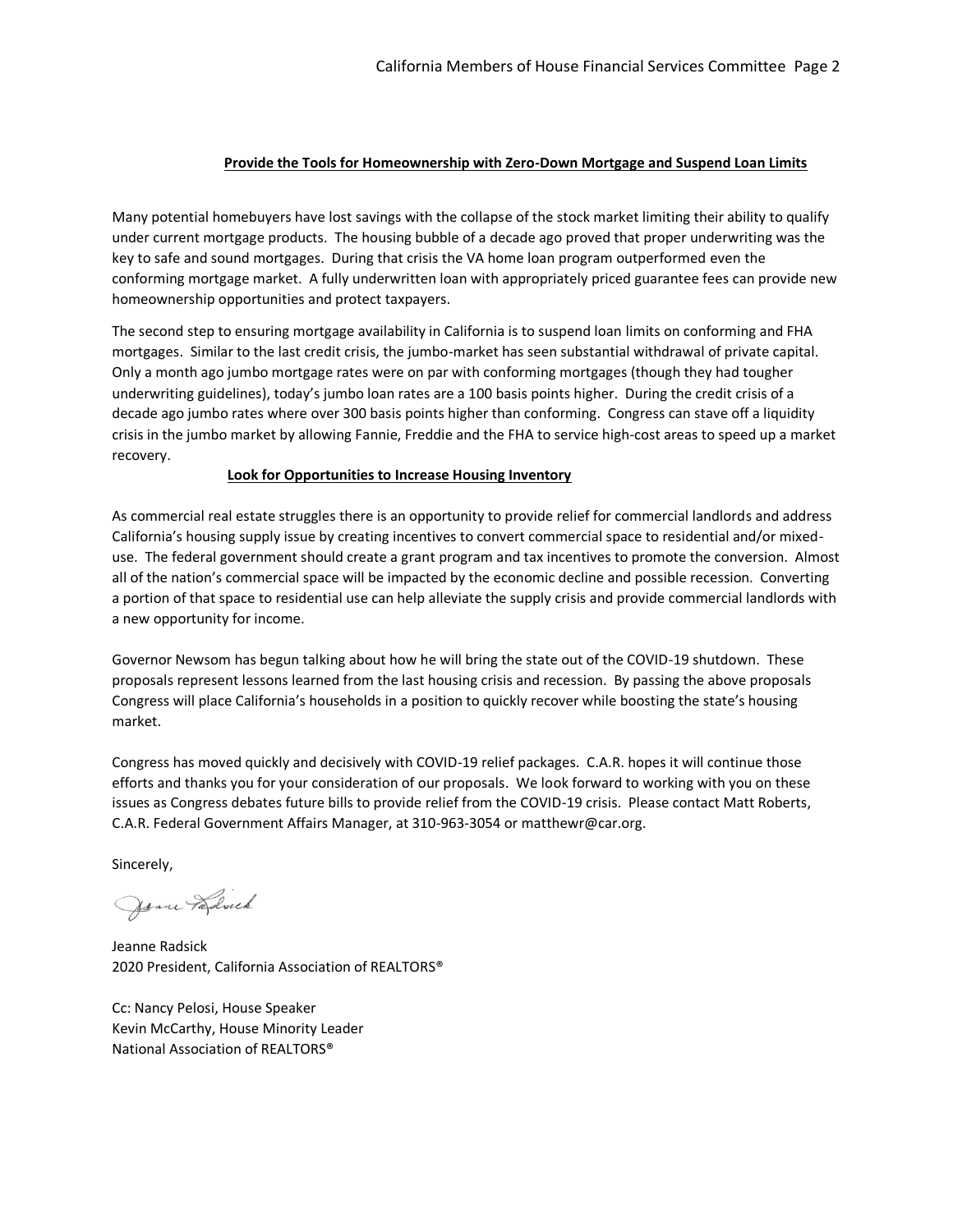**Provide the Tools for Homeownership with Zero-Down Mortgage and Suspend Loan Limits**

Many potential homebuyers have lost savings with the collapse of the stock market limiting their ability to qualify under current mortgage products. The housing bubble of a decade ago proved that proper underwriting was the key to safe and sound mortgages. During that crisis the VA home loan program outperformed even the conforming mortgage market. A fully underwritten loan with appropriately priced guarantee fees can provide new homeownership opportunities and protect taxpayers.

The second step to ensuring mortgage availability in California is to suspend loan limits on conforming and FHA mortgages. Similar to the last credit crisis, the jumbo-market has seen substantial withdrawal of private capital. Only a month ago jumbo mortgage rates were on par with conforming mortgages (though they had tougher underwriting guidelines), today's jumbo loan rates are a 100 basis points higher. During the credit crisis of a decade ago jumbo rates where over 300 basis points higher than conforming. Congress can stave off a liquidity crisis in the jumbo market by allowing Fannie, Freddie and the FHA to service high-cost areas to speed up a market recovery.

**Look for Opportunities to Increase Housing Inventory**

As commercial real estate struggles there is an opportunity to provide relief for commercial landlords and address California's housing supply issue by creating incentives to convert commercial space to residential and/or mixed-use. The federal government should create a grant program and tax incentives to promote the conversion. Almost all of the nation's commercial space will be impacted by the economic decline and possible recession. Converting a portion of that space to residential use can help alleviate the supply crisis and provide commercial landlords with a new opportunity for income.

Governor Newsom has begun talking about how he will bring the state out of the COVID-19 shutdown. These proposals represent lessons learned from the last housing crisis and recession. By passing the above proposals Congress will place California's households in a position to quickly recover while boosting the state's housing market.

Congress has moved quickly and decisively with COVID-19 relief packages. C.A.R. hopes it will continue those efforts and thanks you for your consideration of our proposals. We look forward to working with you on these issues as Congress debates future bills to provide relief from the COVID-19 crisis. Please contact Matt Roberts, C.A.R. Federal Government Affairs Manager, at 310-963-3054 or matthewr@car.org.

Sincerely,

Jeanne Radsick
2020 President, California Association of REALTORS®

Cc: Nancy Pelosi, House Speaker
Kevin McCarthy, House Minority Leader
National Association of REALTORS®